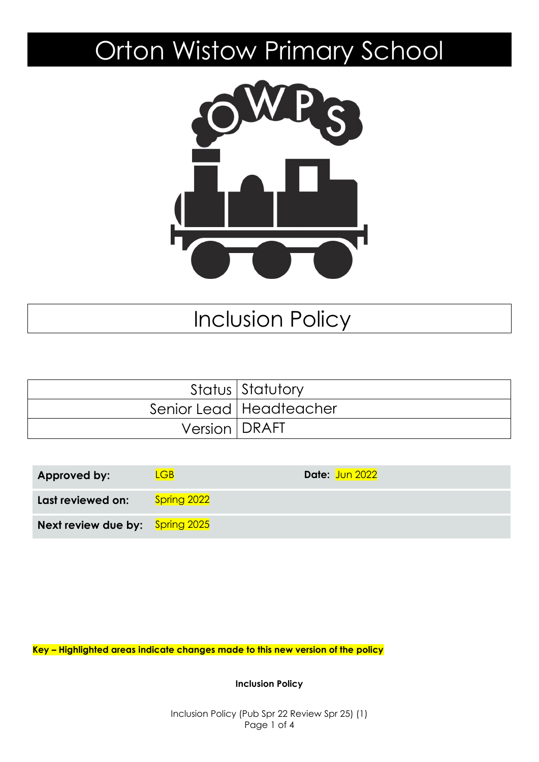# Orton Wistow Primary School

## Inclusion Policy

| Status | Statutory |
|---|---|
| Senior Lead | Headteacher |
| Version | DRAFT |

| | | | |
|---|---|---|---|
| **Approved by:** | LGB | **Date:** | Jun 2022 |
| **Last reviewed on:** | Spring 2022 | | |
| **Next review due by:** | Spring 2025 | | |

**Key – Highlighted areas indicate changes made to this new version of the policy**

**Inclusion Policy**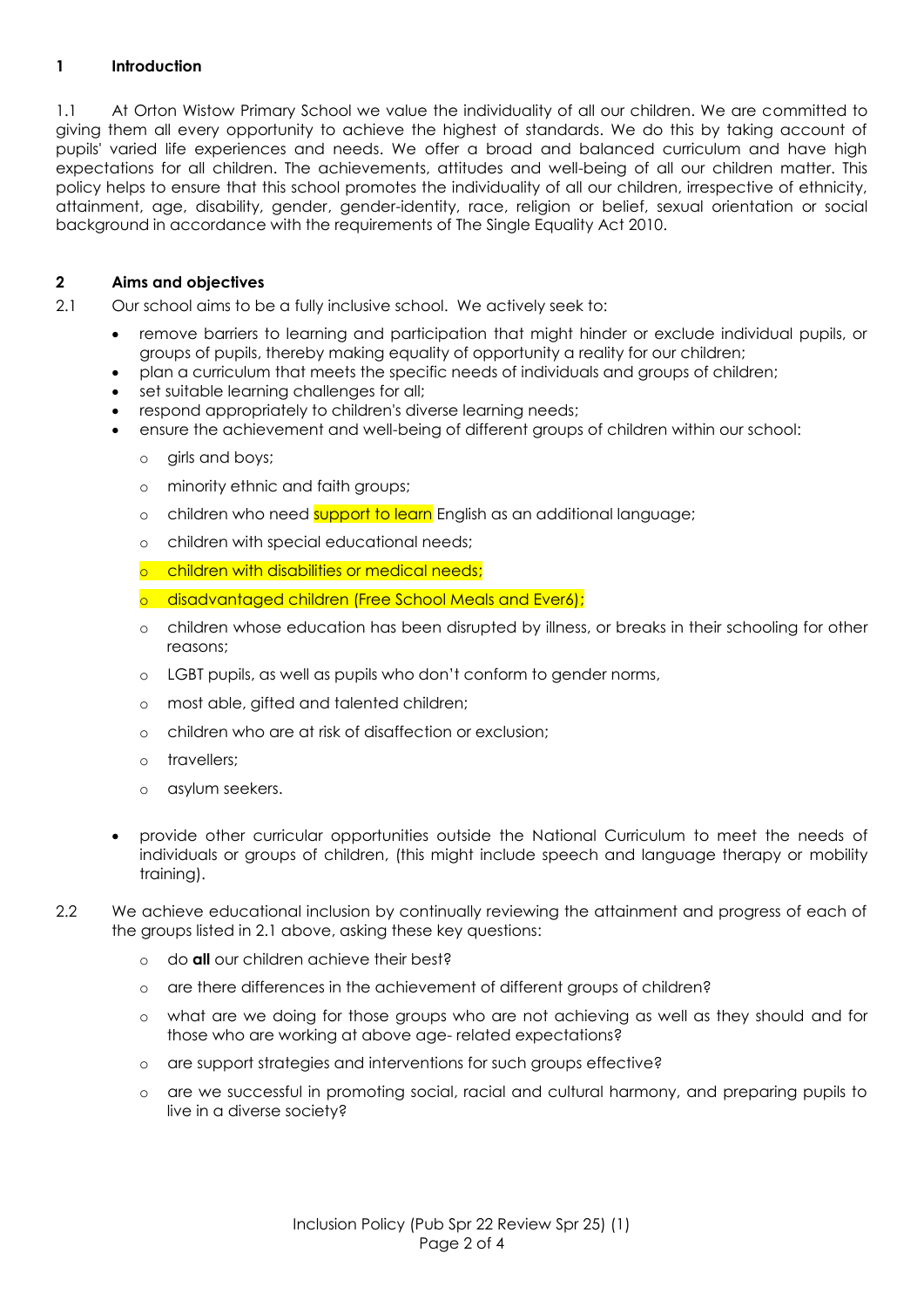## 1 Introduction

1.1 At Orton Wistow Primary School we value the individuality of all our children. We are committed to giving them all every opportunity to achieve the highest of standards. We do this by taking account of pupils' varied life experiences and needs. We offer a broad and balanced curriculum and have high expectations for all children. The achievements, attitudes and well-being of all our children matter. This policy helps to ensure that this school promotes the individuality of all our children, irrespective of ethnicity, attainment, age, disability, gender, gender-identity, race, religion or belief, sexual orientation or social background in accordance with the requirements of The Single Equality Act 2010.

## 2 Aims and objectives

2.1 Our school aims to be a fully inclusive school. We actively seek to:

- remove barriers to learning and participation that might hinder or exclude individual pupils, or groups of pupils, thereby making equality of opportunity a reality for our children;
- plan a curriculum that meets the specific needs of individuals and groups of children;
- set suitable learning challenges for all;
- respond appropriately to children's diverse learning needs;
- ensure the achievement and well-being of different groups of children within our school:
  - girls and boys;
  - minority ethnic and faith groups;
  - children who need support to learn English as an additional language;
  - children with special educational needs;
  - children with disabilities or medical needs;
  - disadvantaged children (Free School Meals and Ever6);
  - children whose education has been disrupted by illness, or breaks in their schooling for other reasons;
  - LGBT pupils, as well as pupils who don't conform to gender norms,
  - most able, gifted and talented children;
  - children who are at risk of disaffection or exclusion;
  - travellers;
  - asylum seekers.
- provide other curricular opportunities outside the National Curriculum to meet the needs of individuals or groups of children, (this might include speech and language therapy or mobility training).

2.2 We achieve educational inclusion by continually reviewing the attainment and progress of each of the groups listed in 2.1 above, asking these key questions:

- do **all** our children achieve their best?
- are there differences in the achievement of different groups of children?
- what are we doing for those groups who are not achieving as well as they should and for those who are working at above age- related expectations?
- are support strategies and interventions for such groups effective?
- are we successful in promoting social, racial and cultural harmony, and preparing pupils to live in a diverse society?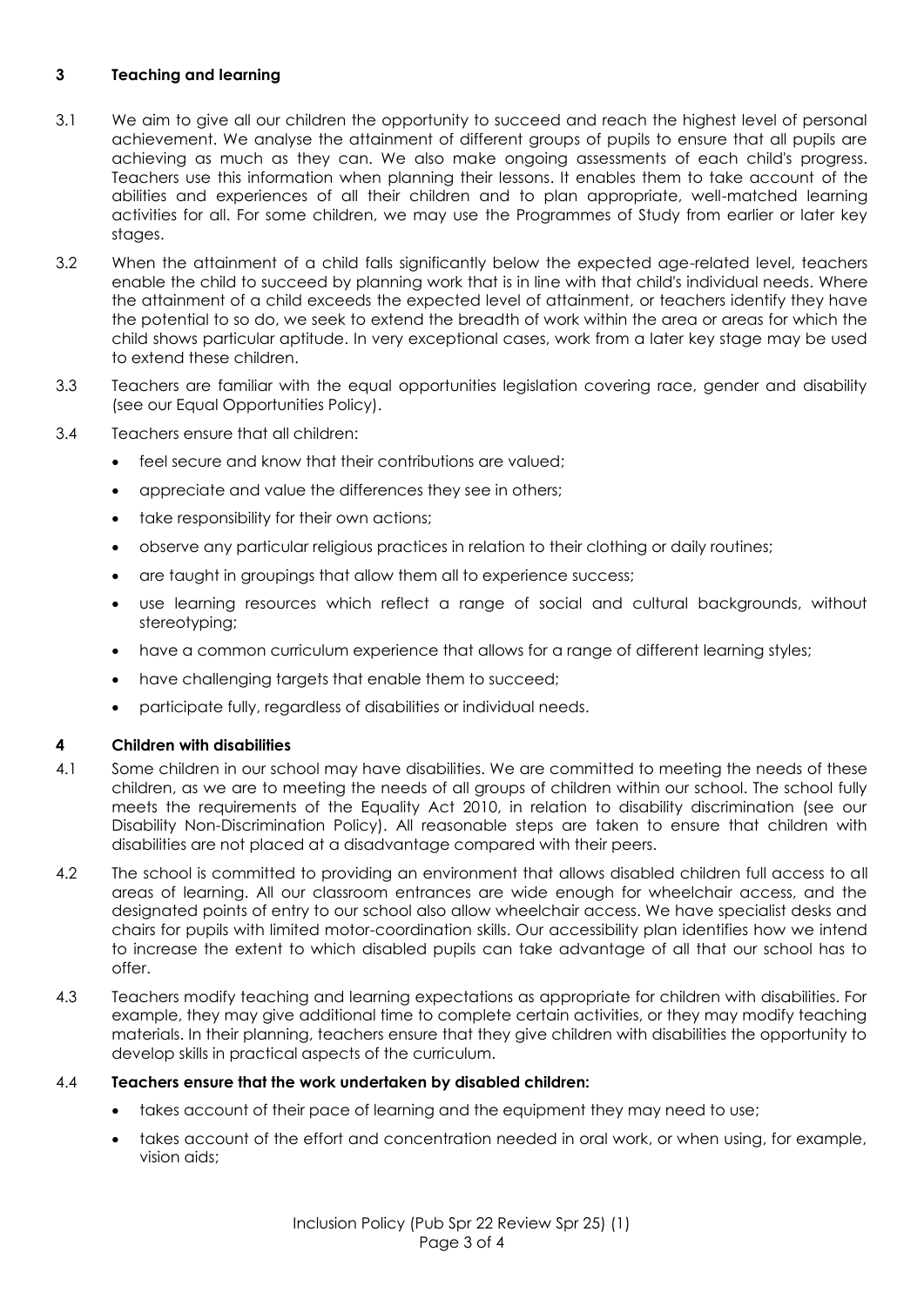## 3 Teaching and learning

3.1 We aim to give all our children the opportunity to succeed and reach the highest level of personal achievement. We analyse the attainment of different groups of pupils to ensure that all pupils are achieving as much as they can. We also make ongoing assessments of each child's progress. Teachers use this information when planning their lessons. It enables them to take account of the abilities and experiences of all their children and to plan appropriate, well-matched learning activities for all. For some children, we may use the Programmes of Study from earlier or later key stages.

3.2 When the attainment of a child falls significantly below the expected age-related level, teachers enable the child to succeed by planning work that is in line with that child's individual needs. Where the attainment of a child exceeds the expected level of attainment, or teachers identify they have the potential to so do, we seek to extend the breadth of work within the area or areas for which the child shows particular aptitude. In very exceptional cases, work from a later key stage may be used to extend these children.

3.3 Teachers are familiar with the equal opportunities legislation covering race, gender and disability (see our Equal Opportunities Policy).

3.4 Teachers ensure that all children:

- feel secure and know that their contributions are valued;
- appreciate and value the differences they see in others;
- take responsibility for their own actions;
- observe any particular religious practices in relation to their clothing or daily routines;
- are taught in groupings that allow them all to experience success;
- use learning resources which reflect a range of social and cultural backgrounds, without stereotyping;
- have a common curriculum experience that allows for a range of different learning styles;
- have challenging targets that enable them to succeed;
- participate fully, regardless of disabilities or individual needs.

## 4 Children with disabilities

4.1 Some children in our school may have disabilities. We are committed to meeting the needs of these children, as we are to meeting the needs of all groups of children within our school. The school fully meets the requirements of the Equality Act 2010, in relation to disability discrimination (see our Disability Non-Discrimination Policy). All reasonable steps are taken to ensure that children with disabilities are not placed at a disadvantage compared with their peers.

4.2 The school is committed to providing an environment that allows disabled children full access to all areas of learning. All our classroom entrances are wide enough for wheelchair access, and the designated points of entry to our school also allow wheelchair access. We have specialist desks and chairs for pupils with limited motor-coordination skills. Our accessibility plan identifies how we intend to increase the extent to which disabled pupils can take advantage of all that our school has to offer.

4.3 Teachers modify teaching and learning expectations as appropriate for children with disabilities. For example, they may give additional time to complete certain activities, or they may modify teaching materials. In their planning, teachers ensure that they give children with disabilities the opportunity to develop skills in practical aspects of the curriculum.

4.4 **Teachers ensure that the work undertaken by disabled children:**

- takes account of their pace of learning and the equipment they may need to use;
- takes account of the effort and concentration needed in oral work, or when using, for example, vision aids;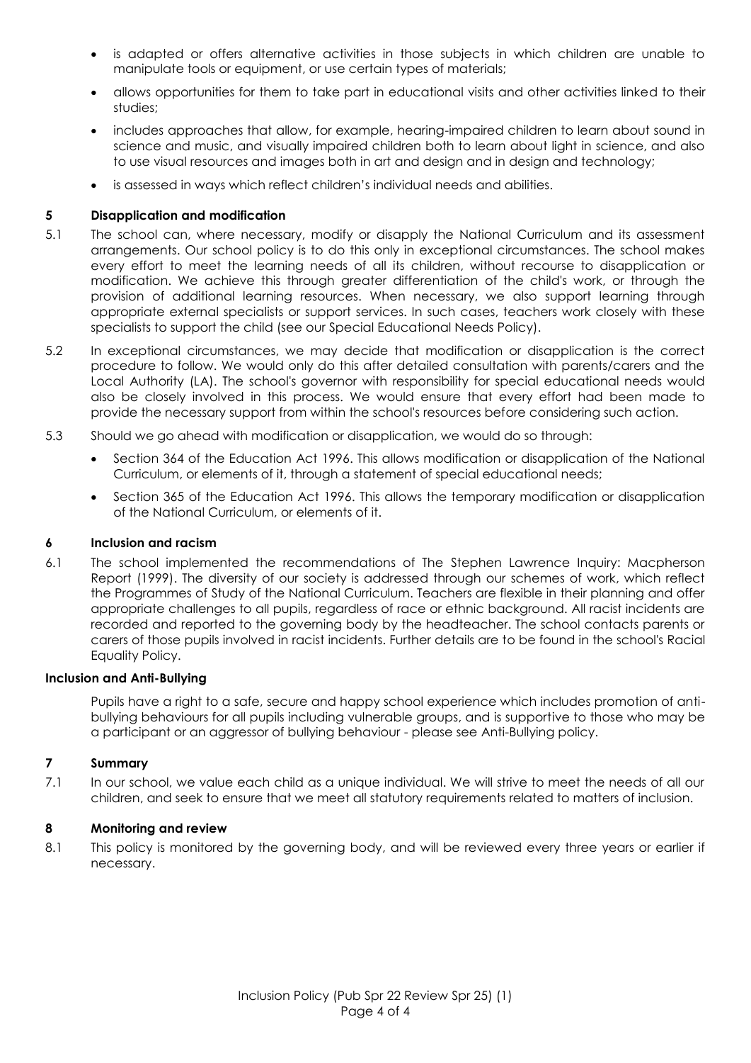- is adapted or offers alternative activities in those subjects in which children are unable to manipulate tools or equipment, or use certain types of materials;
- allows opportunities for them to take part in educational visits and other activities linked to their studies;
- includes approaches that allow, for example, hearing-impaired children to learn about sound in science and music, and visually impaired children both to learn about light in science, and also to use visual resources and images both in art and design and in design and technology;
- is assessed in ways which reflect children's individual needs and abilities.

## 5 Disapplication and modification

5.1 The school can, where necessary, modify or disapply the National Curriculum and its assessment arrangements. Our school policy is to do this only in exceptional circumstances. The school makes every effort to meet the learning needs of all its children, without recourse to disapplication or modification. We achieve this through greater differentiation of the child's work, or through the provision of additional learning resources. When necessary, we also support learning through appropriate external specialists or support services. In such cases, teachers work closely with these specialists to support the child (see our Special Educational Needs Policy).

5.2 In exceptional circumstances, we may decide that modification or disapplication is the correct procedure to follow. We would only do this after detailed consultation with parents/carers and the Local Authority (LA). The school's governor with responsibility for special educational needs would also be closely involved in this process. We would ensure that every effort had been made to provide the necessary support from within the school's resources before considering such action.

5.3 Should we go ahead with modification or disapplication, we would do so through:

- Section 364 of the Education Act 1996. This allows modification or disapplication of the National Curriculum, or elements of it, through a statement of special educational needs;
- Section 365 of the Education Act 1996. This allows the temporary modification or disapplication of the National Curriculum, or elements of it.

## 6 Inclusion and racism

6.1 The school implemented the recommendations of The Stephen Lawrence Inquiry: Macpherson Report (1999). The diversity of our society is addressed through our schemes of work, which reflect the Programmes of Study of the National Curriculum. Teachers are flexible in their planning and offer appropriate challenges to all pupils, regardless of race or ethnic background. All racist incidents are recorded and reported to the governing body by the headteacher. The school contacts parents or carers of those pupils involved in racist incidents. Further details are to be found in the school's Racial Equality Policy.

### Inclusion and Anti-Bullying

Pupils have a right to a safe, secure and happy school experience which includes promotion of anti-bullying behaviours for all pupils including vulnerable groups, and is supportive to those who may be a participant or an aggressor of bullying behaviour - please see Anti-Bullying policy.

## 7 Summary

7.1 In our school, we value each child as a unique individual. We will strive to meet the needs of all our children, and seek to ensure that we meet all statutory requirements related to matters of inclusion.

## 8 Monitoring and review

8.1 This policy is monitored by the governing body, and will be reviewed every three years or earlier if necessary.